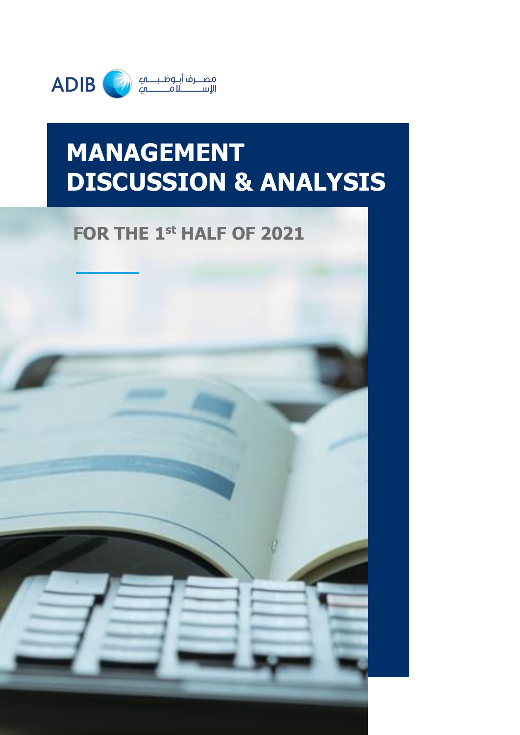ADIB مصرف أبوظبي الإسلامي

# MANAGEMENT DISCUSSION & ANALYSIS

## FOR THE 1st HALF OF 2021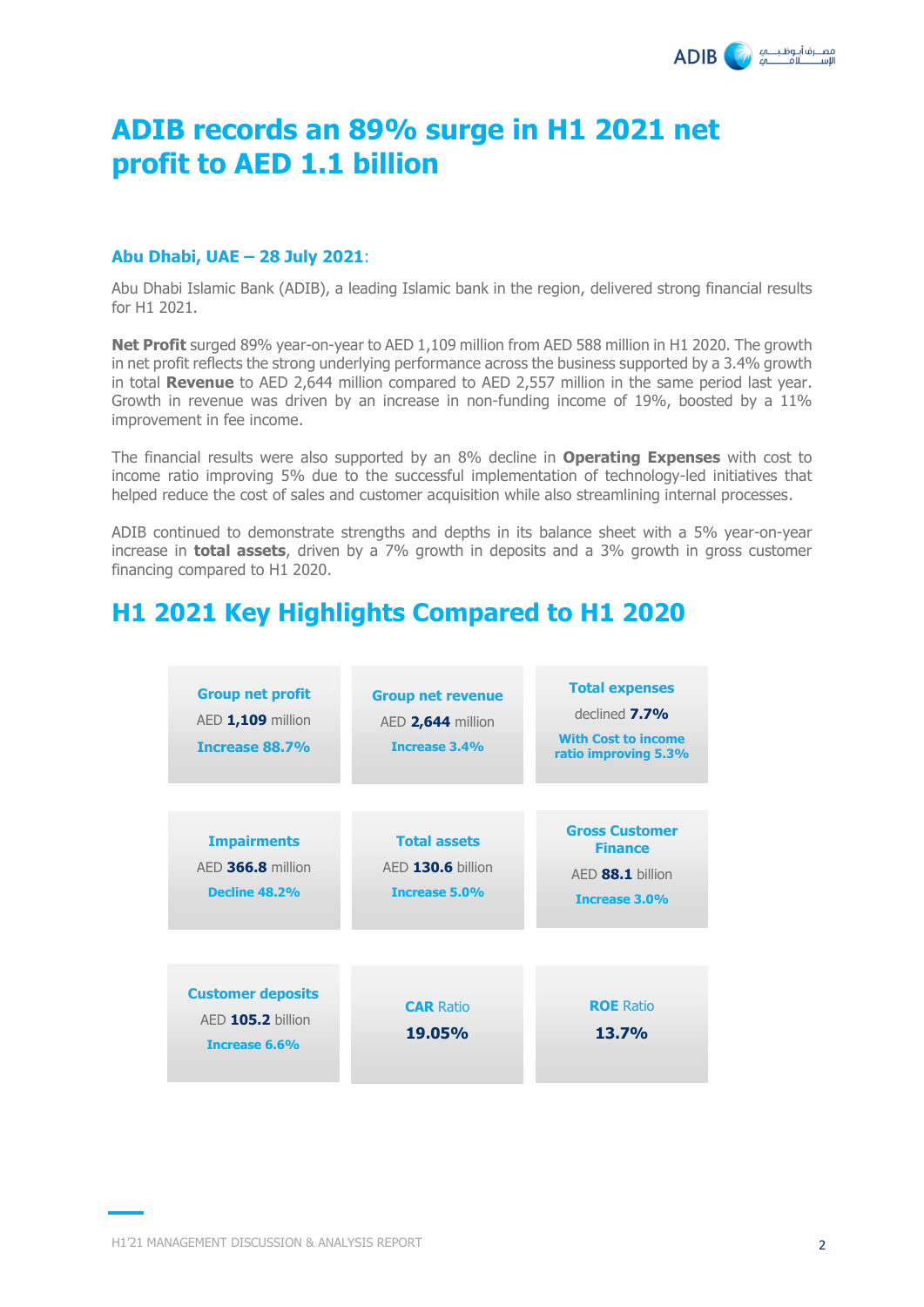# ADIB records an 89% surge in H1 2021 net profit to AED 1.1 billion

**Abu Dhabi, UAE – 28 July 2021**:

Abu Dhabi Islamic Bank (ADIB), a leading Islamic bank in the region, delivered strong financial results for H1 2021.

**Net Profit** surged 89% year-on-year to AED 1,109 million from AED 588 million in H1 2020. The growth in net profit reflects the strong underlying performance across the business supported by a 3.4% growth in total **Revenue** to AED 2,644 million compared to AED 2,557 million in the same period last year. Growth in revenue was driven by an increase in non-funding income of 19%, boosted by a 11% improvement in fee income.

The financial results were also supported by an 8% decline in **Operating Expenses** with cost to income ratio improving 5% due to the successful implementation of technology-led initiatives that helped reduce the cost of sales and customer acquisition while also streamlining internal processes.

ADIB continued to demonstrate strengths and depths in its balance sheet with a 5% year-on-year increase in **total assets**, driven by a 7% growth in deposits and a 3% growth in gross customer financing compared to H1 2020.

## H1 2021 Key Highlights Compared to H1 2020

| | | |
|---|---|---|
| **Group net profit**<br>AED **1,109** million<br>**Increase 88.7%** | **Group net revenue**<br>AED **2,644** million<br>**Increase 3.4%** | **Total expenses**<br>declined **7.7%**<br>**With Cost to income ratio improving 5.3%** |
| **Impairments**<br>AED **366.8** million<br>**Decline 48.2%** | **Total assets**<br>AED **130.6** billion<br>**Increase 5.0%** | **Gross Customer Finance**<br>AED **88.1** billion<br>**Increase 3.0%** |
| **Customer deposits**<br>AED **105.2** billion<br>**Increase 6.6%** | **CAR** Ratio<br>**19.05%** | **ROE** Ratio<br>**13.7%** |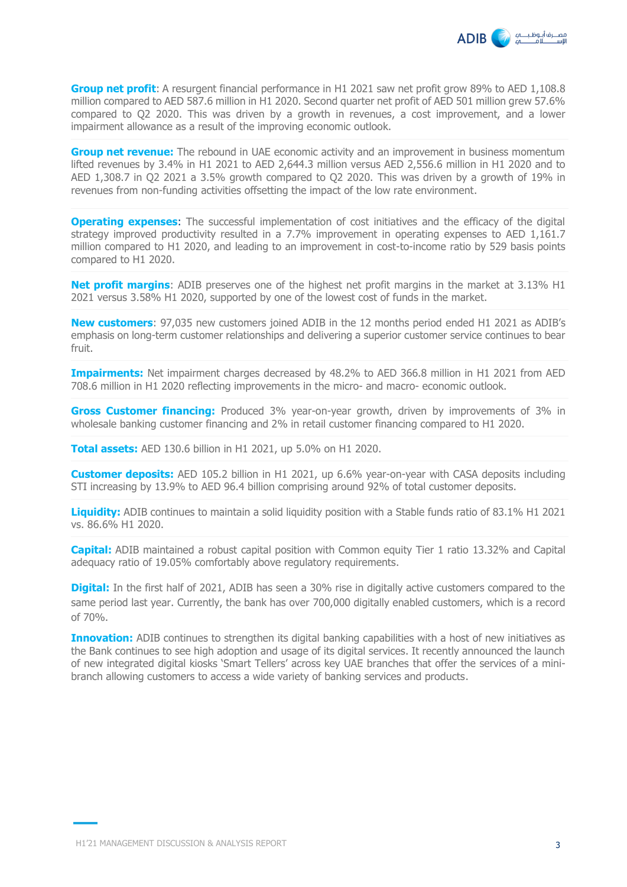**Group net profit**: A resurgent financial performance in H1 2021 saw net profit grow 89% to AED 1,108.8 million compared to AED 587.6 million in H1 2020. Second quarter net profit of AED 501 million grew 57.6% compared to Q2 2020. This was driven by a growth in revenues, a cost improvement, and a lower impairment allowance as a result of the improving economic outlook.

**Group net revenue:** The rebound in UAE economic activity and an improvement in business momentum lifted revenues by 3.4% in H1 2021 to AED 2,644.3 million versus AED 2,556.6 million in H1 2020 and to AED 1,308.7 in Q2 2021 a 3.5% growth compared to Q2 2020. This was driven by a growth of 19% in revenues from non-funding activities offsetting the impact of the low rate environment.

**Operating expenses**: The successful implementation of cost initiatives and the efficacy of the digital strategy improved productivity resulted in a 7.7% improvement in operating expenses to AED 1,161.7 million compared to H1 2020, and leading to an improvement in cost-to-income ratio by 529 basis points compared to H1 2020.

**Net profit margins**: ADIB preserves one of the highest net profit margins in the market at 3.13% H1 2021 versus 3.58% H1 2020, supported by one of the lowest cost of funds in the market.

**New customers**: 97,035 new customers joined ADIB in the 12 months period ended H1 2021 as ADIB's emphasis on long-term customer relationships and delivering a superior customer service continues to bear fruit.

**Impairments:** Net impairment charges decreased by 48.2% to AED 366.8 million in H1 2021 from AED 708.6 million in H1 2020 reflecting improvements in the micro- and macro- economic outlook.

**Gross Customer financing:** Produced 3% year-on-year growth, driven by improvements of 3% in wholesale banking customer financing and 2% in retail customer financing compared to H1 2020.

**Total assets:** AED 130.6 billion in H1 2021, up 5.0% on H1 2020.

**Customer deposits:** AED 105.2 billion in H1 2021, up 6.6% year-on-year with CASA deposits including STI increasing by 13.9% to AED 96.4 billion comprising around 92% of total customer deposits.

**Liquidity:** ADIB continues to maintain a solid liquidity position with a Stable funds ratio of 83.1% H1 2021 vs. 86.6% H1 2020.

**Capital:** ADIB maintained a robust capital position with Common equity Tier 1 ratio 13.32% and Capital adequacy ratio of 19.05% comfortably above regulatory requirements.

**Digital:** In the first half of 2021, ADIB has seen a 30% rise in digitally active customers compared to the same period last year. Currently, the bank has over 700,000 digitally enabled customers, which is a record of 70%.

**Innovation:** ADIB continues to strengthen its digital banking capabilities with a host of new initiatives as the Bank continues to see high adoption and usage of its digital services. It recently announced the launch of new integrated digital kiosks 'Smart Tellers' across key UAE branches that offer the services of a mini-branch allowing customers to access a wide variety of banking services and products.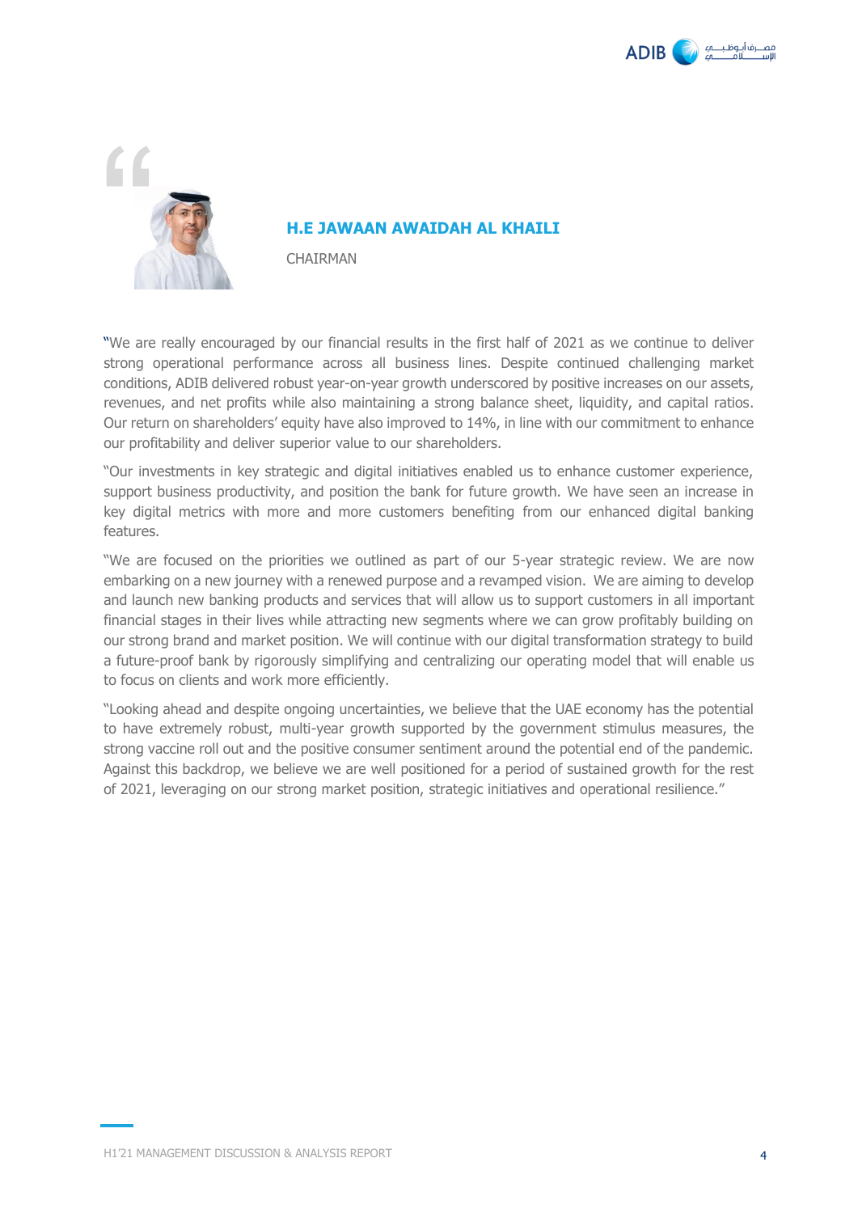## H.E JAWAAN AWAIDAH AL KHAILI

CHAIRMAN

"We are really encouraged by our financial results in the first half of 2021 as we continue to deliver strong operational performance across all business lines. Despite continued challenging market conditions, ADIB delivered robust year-on-year growth underscored by positive increases on our assets, revenues, and net profits while also maintaining a strong balance sheet, liquidity, and capital ratios. Our return on shareholders' equity have also improved to 14%, in line with our commitment to enhance our profitability and deliver superior value to our shareholders.

"Our investments in key strategic and digital initiatives enabled us to enhance customer experience, support business productivity, and position the bank for future growth. We have seen an increase in key digital metrics with more and more customers benefiting from our enhanced digital banking features.

"We are focused on the priorities we outlined as part of our 5-year strategic review. We are now embarking on a new journey with a renewed purpose and a revamped vision. We are aiming to develop and launch new banking products and services that will allow us to support customers in all important financial stages in their lives while attracting new segments where we can grow profitably building on our strong brand and market position. We will continue with our digital transformation strategy to build a future-proof bank by rigorously simplifying and centralizing our operating model that will enable us to focus on clients and work more efficiently.

"Looking ahead and despite ongoing uncertainties, we believe that the UAE economy has the potential to have extremely robust, multi-year growth supported by the government stimulus measures, the strong vaccine roll out and the positive consumer sentiment around the potential end of the pandemic. Against this backdrop, we believe we are well positioned for a period of sustained growth for the rest of 2021, leveraging on our strong market position, strategic initiatives and operational resilience."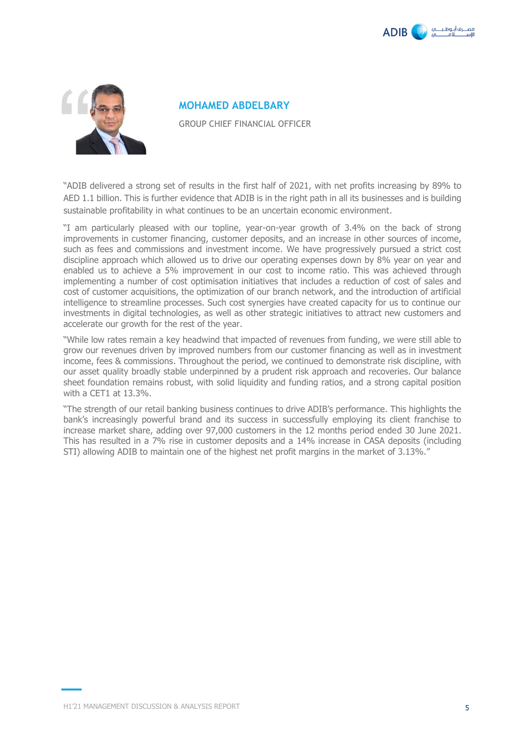## MOHAMED ABDELBARY

GROUP CHIEF FINANCIAL OFFICER

"ADIB delivered a strong set of results in the first half of 2021, with net profits increasing by 89% to AED 1.1 billion. This is further evidence that ADIB is in the right path in all its businesses and is building sustainable profitability in what continues to be an uncertain economic environment.

"I am particularly pleased with our topline, year-on-year growth of 3.4% on the back of strong improvements in customer financing, customer deposits, and an increase in other sources of income, such as fees and commissions and investment income. We have progressively pursued a strict cost discipline approach which allowed us to drive our operating expenses down by 8% year on year and enabled us to achieve a 5% improvement in our cost to income ratio. This was achieved through implementing a number of cost optimisation initiatives that includes a reduction of cost of sales and cost of customer acquisitions, the optimization of our branch network, and the introduction of artificial intelligence to streamline processes. Such cost synergies have created capacity for us to continue our investments in digital technologies, as well as other strategic initiatives to attract new customers and accelerate our growth for the rest of the year.

"While low rates remain a key headwind that impacted of revenues from funding, we were still able to grow our revenues driven by improved numbers from our customer financing as well as in investment income, fees & commissions. Throughout the period, we continued to demonstrate risk discipline, with our asset quality broadly stable underpinned by a prudent risk approach and recoveries. Our balance sheet foundation remains robust, with solid liquidity and funding ratios, and a strong capital position with a CET1 at 13.3%.

"The strength of our retail banking business continues to drive ADIB's performance. This highlights the bank's increasingly powerful brand and its success in successfully employing its client franchise to increase market share, adding over 97,000 customers in the 12 months period ended 30 June 2021. This has resulted in a 7% rise in customer deposits and a 14% increase in CASA deposits (including STI) allowing ADIB to maintain one of the highest net profit margins in the market of 3.13%."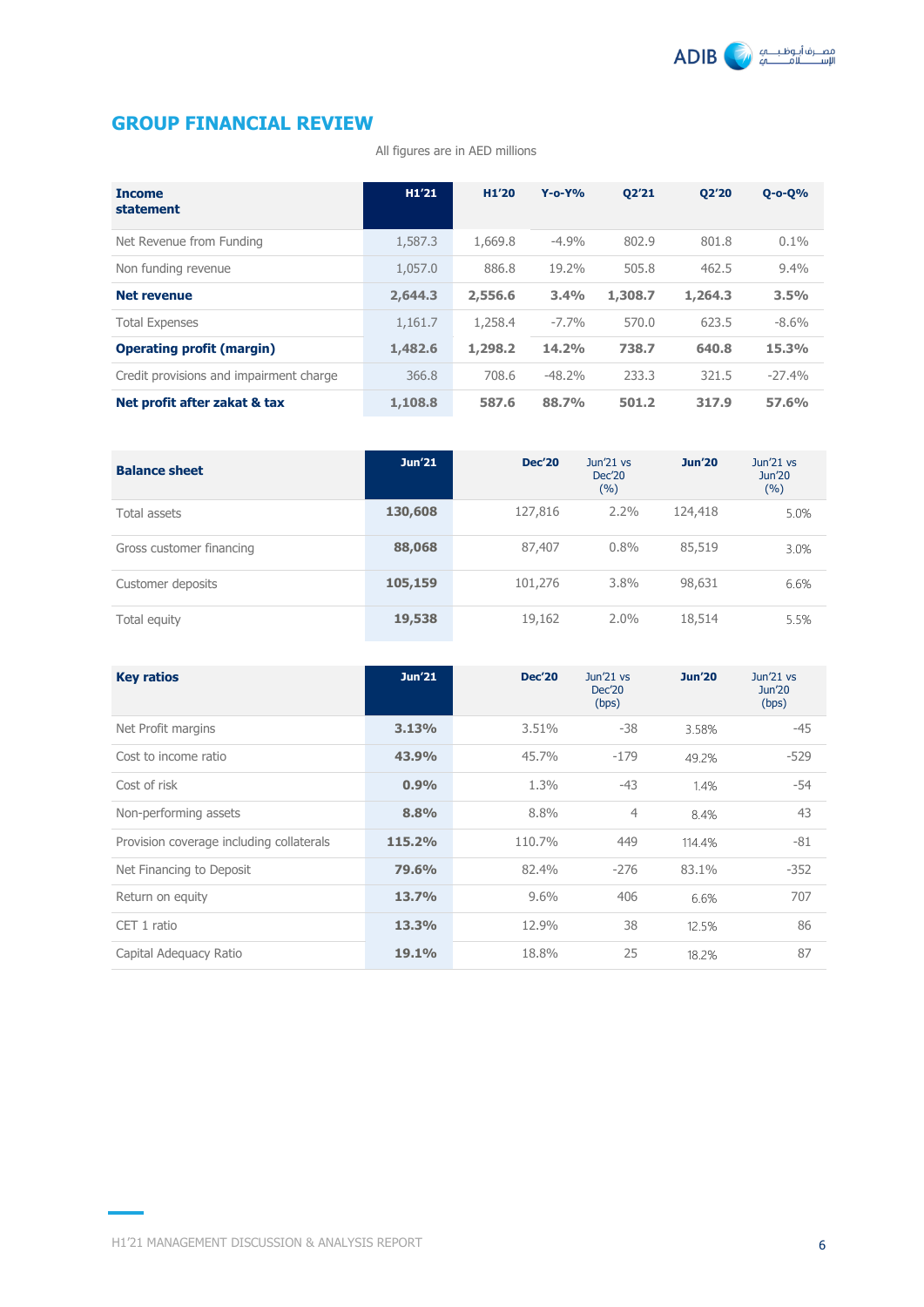## GROUP FINANCIAL REVIEW

All figures are in AED millions

| Income statement | H1'21 | H1'20 | Y-o-Y% | Q2'21 | Q2'20 | Q-o-Q% |
|---|---|---|---|---|---|---|
| Net Revenue from Funding | 1,587.3 | 1,669.8 | -4.9% | 802.9 | 801.8 | 0.1% |
| Non funding revenue | 1,057.0 | 886.8 | 19.2% | 505.8 | 462.5 | 9.4% |
| **Net revenue** | **2,644.3** | **2,556.6** | **3.4%** | **1,308.7** | **1,264.3** | **3.5%** |
| Total Expenses | 1,161.7 | 1,258.4 | -7.7% | 570.0 | 623.5 | -8.6% |
| **Operating profit (margin)** | **1,482.6** | **1,298.2** | **14.2%** | **738.7** | **640.8** | **15.3%** |
| Credit provisions and impairment charge | 366.8 | 708.6 | -48.2% | 233.3 | 321.5 | -27.4% |
| **Net profit after zakat & tax** | **1,108.8** | **587.6** | **88.7%** | **501.2** | **317.9** | **57.6%** |

| Balance sheet | Jun'21 | Dec'20 | Jun'21 vs Dec'20 (%) | Jun'20 | Jun'21 vs Jun'20 (%) |
|---|---|---|---|---|---|
| Total assets | 130,608 | 127,816 | 2.2% | 124,418 | 5.0% |
| Gross customer financing | 88,068 | 87,407 | 0.8% | 85,519 | 3.0% |
| Customer deposits | 105,159 | 101,276 | 3.8% | 98,631 | 6.6% |
| Total equity | 19,538 | 19,162 | 2.0% | 18,514 | 5.5% |

| Key ratios | Jun'21 | Dec'20 | Jun'21 vs Dec'20 (bps) | Jun'20 | Jun'21 vs Jun'20 (bps) |
|---|---|---|---|---|---|
| Net Profit margins | 3.13% | 3.51% | -38 | 3.58% | -45 |
| Cost to income ratio | 43.9% | 45.7% | -179 | 49.2% | -529 |
| Cost of risk | 0.9% | 1.3% | -43 | 1.4% | -54 |
| Non-performing assets | 8.8% | 8.8% | 4 | 8.4% | 43 |
| Provision coverage including collaterals | 115.2% | 110.7% | 449 | 114.4% | -81 |
| Net Financing to Deposit | 79.6% | 82.4% | -276 | 83.1% | -352 |
| Return on equity | 13.7% | 9.6% | 406 | 6.6% | 707 |
| CET 1 ratio | 13.3% | 12.9% | 38 | 12.5% | 86 |
| Capital Adequacy Ratio | 19.1% | 18.8% | 25 | 18.2% | 87 |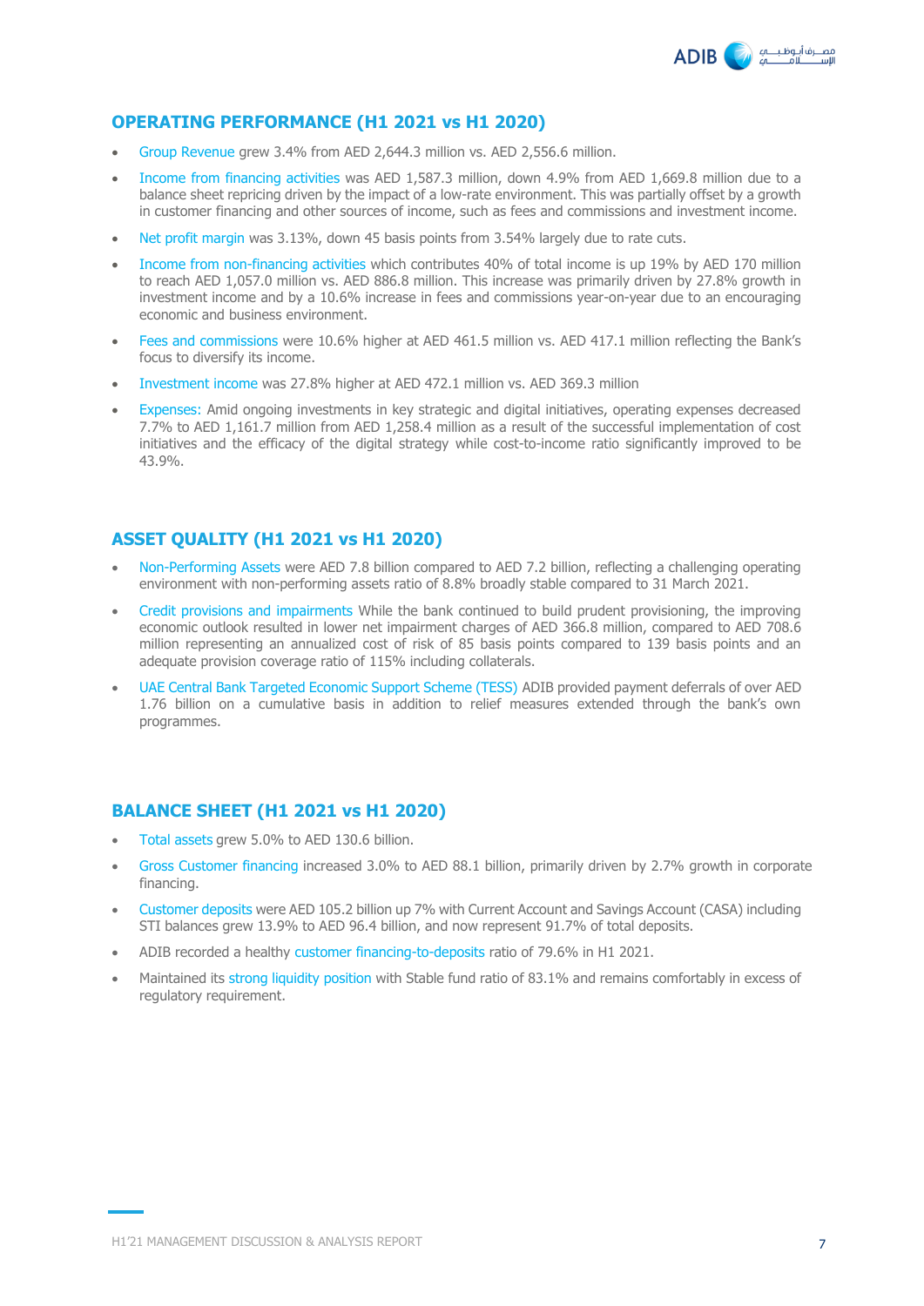## OPERATING PERFORMANCE (H1 2021 vs H1 2020)

- Group Revenue grew 3.4% from AED 2,644.3 million vs. AED 2,556.6 million.
- Income from financing activities was AED 1,587.3 million, down 4.9% from AED 1,669.8 million due to a balance sheet repricing driven by the impact of a low-rate environment. This was partially offset by a growth in customer financing and other sources of income, such as fees and commissions and investment income.
- Net profit margin was 3.13%, down 45 basis points from 3.54% largely due to rate cuts.
- Income from non-financing activities which contributes 40% of total income is up 19% by AED 170 million to reach AED 1,057.0 million vs. AED 886.8 million. This increase was primarily driven by 27.8% growth in investment income and by a 10.6% increase in fees and commissions year-on-year due to an encouraging economic and business environment.
- Fees and commissions were 10.6% higher at AED 461.5 million vs. AED 417.1 million reflecting the Bank's focus to diversify its income.
- Investment income was 27.8% higher at AED 472.1 million vs. AED 369.3 million
- Expenses: Amid ongoing investments in key strategic and digital initiatives, operating expenses decreased 7.7% to AED 1,161.7 million from AED 1,258.4 million as a result of the successful implementation of cost initiatives and the efficacy of the digital strategy while cost-to-income ratio significantly improved to be 43.9%.

## ASSET QUALITY (H1 2021 vs H1 2020)

- Non-Performing Assets were AED 7.8 billion compared to AED 7.2 billion, reflecting a challenging operating environment with non-performing assets ratio of 8.8% broadly stable compared to 31 March 2021.
- Credit provisions and impairments While the bank continued to build prudent provisioning, the improving economic outlook resulted in lower net impairment charges of AED 366.8 million, compared to AED 708.6 million representing an annualized cost of risk of 85 basis points compared to 139 basis points and an adequate provision coverage ratio of 115% including collaterals.
- UAE Central Bank Targeted Economic Support Scheme (TESS) ADIB provided payment deferrals of over AED 1.76 billion on a cumulative basis in addition to relief measures extended through the bank's own programmes.

## BALANCE SHEET (H1 2021 vs H1 2020)

- Total assets grew 5.0% to AED 130.6 billion.
- Gross Customer financing increased 3.0% to AED 88.1 billion, primarily driven by 2.7% growth in corporate financing.
- Customer deposits were AED 105.2 billion up 7% with Current Account and Savings Account (CASA) including STI balances grew 13.9% to AED 96.4 billion, and now represent 91.7% of total deposits.
- ADIB recorded a healthy customer financing-to-deposits ratio of 79.6% in H1 2021.
- Maintained its strong liquidity position with Stable fund ratio of 83.1% and remains comfortably in excess of regulatory requirement.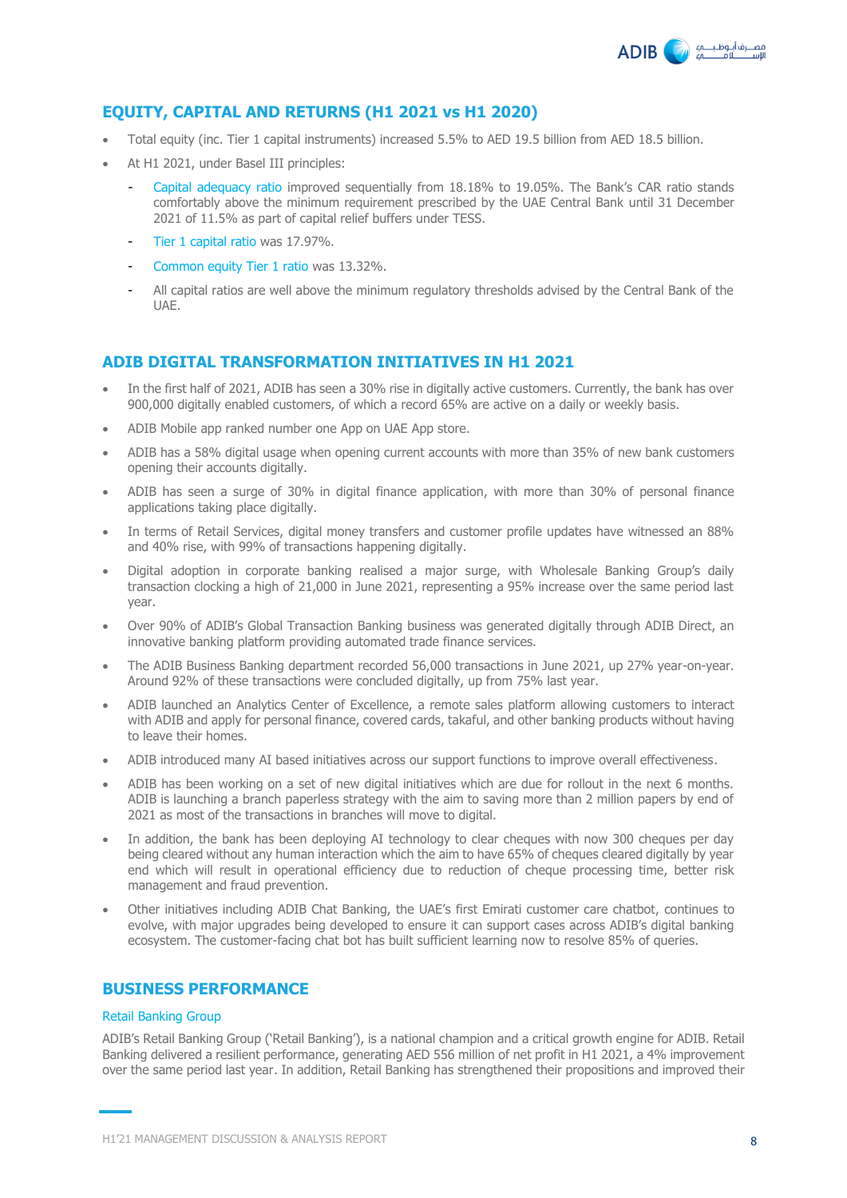## EQUITY, CAPITAL AND RETURNS (H1 2021 vs H1 2020)

- Total equity (inc. Tier 1 capital instruments) increased 5.5% to AED 19.5 billion from AED 18.5 billion.
- At H1 2021, under Basel III principles:
  - Capital adequacy ratio improved sequentially from 18.18% to 19.05%. The Bank's CAR ratio stands comfortably above the minimum requirement prescribed by the UAE Central Bank until 31 December 2021 of 11.5% as part of capital relief buffers under TESS.
  - Tier 1 capital ratio was 17.97%.
  - Common equity Tier 1 ratio was 13.32%.
  - All capital ratios are well above the minimum regulatory thresholds advised by the Central Bank of the UAE.

## ADIB DIGITAL TRANSFORMATION INITIATIVES IN H1 2021

- In the first half of 2021, ADIB has seen a 30% rise in digitally active customers. Currently, the bank has over 900,000 digitally enabled customers, of which a record 65% are active on a daily or weekly basis.
- ADIB Mobile app ranked number one App on UAE App store.
- ADIB has a 58% digital usage when opening current accounts with more than 35% of new bank customers opening their accounts digitally.
- ADIB has seen a surge of 30% in digital finance application, with more than 30% of personal finance applications taking place digitally.
- In terms of Retail Services, digital money transfers and customer profile updates have witnessed an 88% and 40% rise, with 99% of transactions happening digitally.
- Digital adoption in corporate banking realised a major surge, with Wholesale Banking Group's daily transaction clocking a high of 21,000 in June 2021, representing a 95% increase over the same period last year.
- Over 90% of ADIB's Global Transaction Banking business was generated digitally through ADIB Direct, an innovative banking platform providing automated trade finance services.
- The ADIB Business Banking department recorded 56,000 transactions in June 2021, up 27% year-on-year. Around 92% of these transactions were concluded digitally, up from 75% last year.
- ADIB launched an Analytics Center of Excellence, a remote sales platform allowing customers to interact with ADIB and apply for personal finance, covered cards, takaful, and other banking products without having to leave their homes.
- ADIB introduced many AI based initiatives across our support functions to improve overall effectiveness.
- ADIB has been working on a set of new digital initiatives which are due for rollout in the next 6 months. ADIB is launching a branch paperless strategy with the aim to saving more than 2 million papers by end of 2021 as most of the transactions in branches will move to digital.
- In addition, the bank has been deploying AI technology to clear cheques with now 300 cheques per day being cleared without any human interaction which the aim to have 65% of cheques cleared digitally by year end which will result in operational efficiency due to reduction of cheque processing time, better risk management and fraud prevention.
- Other initiatives including ADIB Chat Banking, the UAE's first Emirati customer care chatbot, continues to evolve, with major upgrades being developed to ensure it can support cases across ADIB's digital banking ecosystem. The customer-facing chat bot has built sufficient learning now to resolve 85% of queries.

## BUSINESS PERFORMANCE

### Retail Banking Group

ADIB's Retail Banking Group ('Retail Banking'), is a national champion and a critical growth engine for ADIB. Retail Banking delivered a resilient performance, generating AED 556 million of net profit in H1 2021, a 4% improvement over the same period last year. In addition, Retail Banking has strengthened their propositions and improved their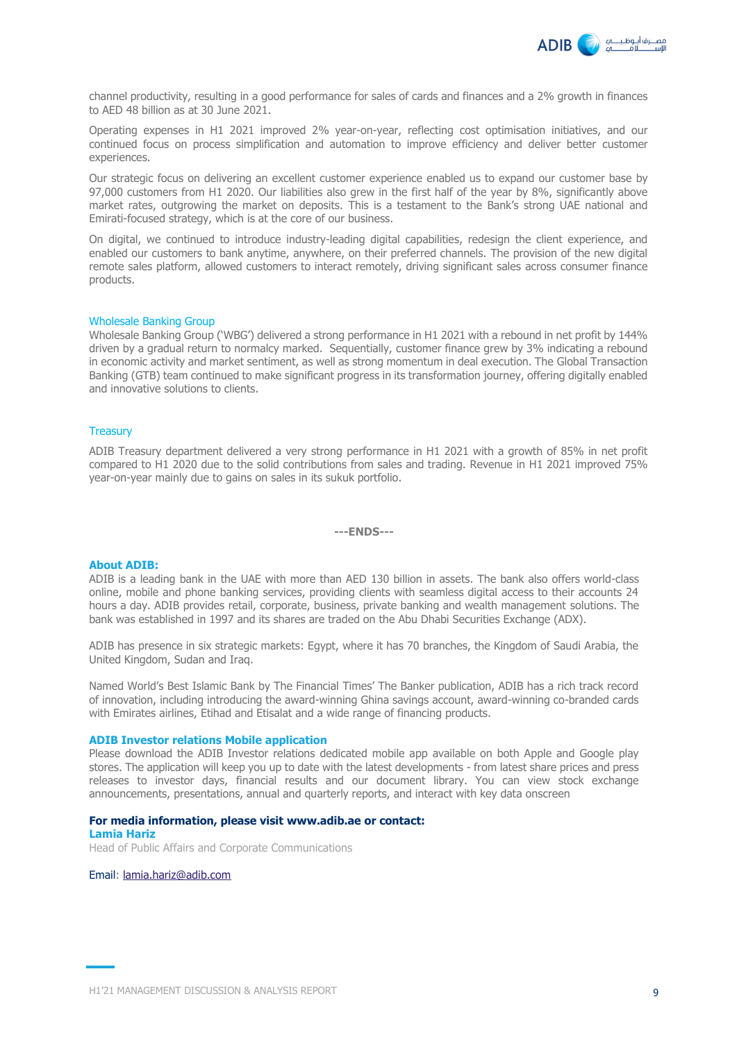channel productivity, resulting in a good performance for sales of cards and finances and a 2% growth in finances to AED 48 billion as at 30 June 2021.

Operating expenses in H1 2021 improved 2% year-on-year, reflecting cost optimisation initiatives, and our continued focus on process simplification and automation to improve efficiency and deliver better customer experiences.

Our strategic focus on delivering an excellent customer experience enabled us to expand our customer base by 97,000 customers from H1 2020. Our liabilities also grew in the first half of the year by 8%, significantly above market rates, outgrowing the market on deposits. This is a testament to the Bank's strong UAE national and Emirati-focused strategy, which is at the core of our business.

On digital, we continued to introduce industry-leading digital capabilities, redesign the client experience, and enabled our customers to bank anytime, anywhere, on their preferred channels. The provision of the new digital remote sales platform, allowed customers to interact remotely, driving significant sales across consumer finance products.

### Wholesale Banking Group

Wholesale Banking Group ('WBG') delivered a strong performance in H1 2021 with a rebound in net profit by 144% driven by a gradual return to normalcy marked. Sequentially, customer finance grew by 3% indicating a rebound in economic activity and market sentiment, as well as strong momentum in deal execution. The Global Transaction Banking (GTB) team continued to make significant progress in its transformation journey, offering digitally enabled and innovative solutions to clients.

### Treasury

ADIB Treasury department delivered a very strong performance in H1 2021 with a growth of 85% in net profit compared to H1 2020 due to the solid contributions from sales and trading. Revenue in H1 2021 improved 75% year-on-year mainly due to gains on sales in its sukuk portfolio.

**---ENDS---**

**About ADIB:**

ADIB is a leading bank in the UAE with more than AED 130 billion in assets. The bank also offers world-class online, mobile and phone banking services, providing clients with seamless digital access to their accounts 24 hours a day. ADIB provides retail, corporate, business, private banking and wealth management solutions. The bank was established in 1997 and its shares are traded on the Abu Dhabi Securities Exchange (ADX).

ADIB has presence in six strategic markets: Egypt, where it has 70 branches, the Kingdom of Saudi Arabia, the United Kingdom, Sudan and Iraq.

Named World's Best Islamic Bank by The Financial Times' The Banker publication, ADIB has a rich track record of innovation, including introducing the award-winning Ghina savings account, award-winning co-branded cards with Emirates airlines, Etihad and Etisalat and a wide range of financing products.

**ADIB Investor relations Mobile application**

Please download the ADIB Investor relations dedicated mobile app available on both Apple and Google play stores. The application will keep you up to date with the latest developments - from latest share prices and press releases to investor days, financial results and our document library. You can view stock exchange announcements, presentations, annual and quarterly reports, and interact with key data onscreen

**For media information, please visit www.adib.ae or contact:**
**Lamia Hariz**
Head of Public Affairs and Corporate Communications

Email: lamia.hariz@adib.com